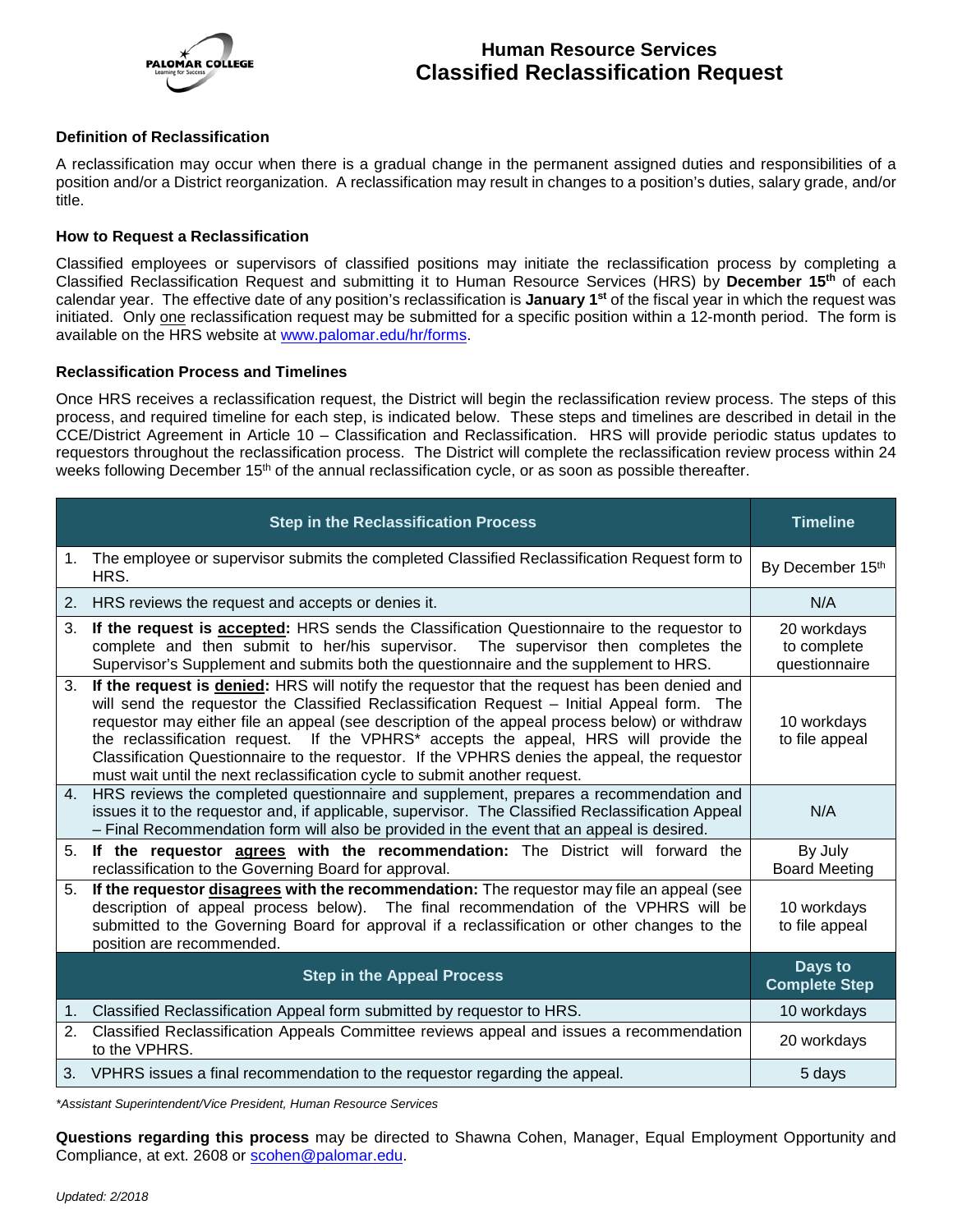# Human Resource Services
# Classified Reclassification Request

### Definition of Reclassification

A reclassification may occur when there is a gradual change in the permanent assigned duties and responsibilities of a position and/or a District reorganization. A reclassification may result in changes to a position's duties, salary grade, and/or title.

### How to Request a Reclassification

Classified employees or supervisors of classified positions may initiate the reclassification process by completing a Classified Reclassification Request and submitting it to Human Resource Services (HRS) by **December 15th** of each calendar year. The effective date of any position's reclassification is **January 1st** of the fiscal year in which the request was initiated. Only one reclassification request may be submitted for a specific position within a 12-month period. The form is available on the HRS website at www.palomar.edu/hr/forms.

### Reclassification Process and Timelines

Once HRS receives a reclassification request, the District will begin the reclassification review process. The steps of this process, and required timeline for each step, is indicated below. These steps and timelines are described in detail in the CCE/District Agreement in Article 10 – Classification and Reclassification. HRS will provide periodic status updates to requestors throughout the reclassification process. The District will complete the reclassification review process within 24 weeks following December 15th of the annual reclassification cycle, or as soon as possible thereafter.

| Step in the Reclassification Process | Timeline |
|---|---|
| 1. The employee or supervisor submits the completed Classified Reclassification Request form to HRS. | By December 15th |
| 2. HRS reviews the request and accepts or denies it. | N/A |
| 3. **If the request is accepted:** HRS sends the Classification Questionnaire to the requestor to complete and then submit to her/his supervisor. The supervisor then completes the Supervisor's Supplement and submits both the questionnaire and the supplement to HRS. | 20 workdays to complete questionnaire |
| 3. **If the request is denied:** HRS will notify the requestor that the request has been denied and will send the requestor the Classified Reclassification Request – Initial Appeal form. The requestor may either file an appeal (see description of the appeal process below) or withdraw the reclassification request. If the VPHRS* accepts the appeal, HRS will provide the Classification Questionnaire to the requestor. If the VPHRS denies the appeal, the requestor must wait until the next reclassification cycle to submit another request. | 10 workdays to file appeal |
| 4. HRS reviews the completed questionnaire and supplement, prepares a recommendation and issues it to the requestor and, if applicable, supervisor. The Classified Reclassification Appeal – Final Recommendation form will also be provided in the event that an appeal is desired. | N/A |
| 5. **If the requestor agrees with the recommendation:** The District will forward the reclassification to the Governing Board for approval. | By July Board Meeting |
| 5. **If the requestor disagrees with the recommendation:** The requestor may file an appeal (see description of appeal process below). The final recommendation of the VPHRS will be submitted to the Governing Board for approval if a reclassification or other changes to the position are recommended. | 10 workdays to file appeal |
| **Step in the Appeal Process** | **Days to Complete Step** |
| 1. Classified Reclassification Appeal form submitted by requestor to HRS. | 10 workdays |
| 2. Classified Reclassification Appeals Committee reviews appeal and issues a recommendation to the VPHRS. | 20 workdays |
| 3. VPHRS issues a final recommendation to the requestor regarding the appeal. | 5 days |

*\*Assistant Superintendent/Vice President, Human Resource Services*

**Questions regarding this process** may be directed to Shawna Cohen, Manager, Equal Employment Opportunity and Compliance, at ext. 2608 or scohen@palomar.edu.

*Updated: 2/2018*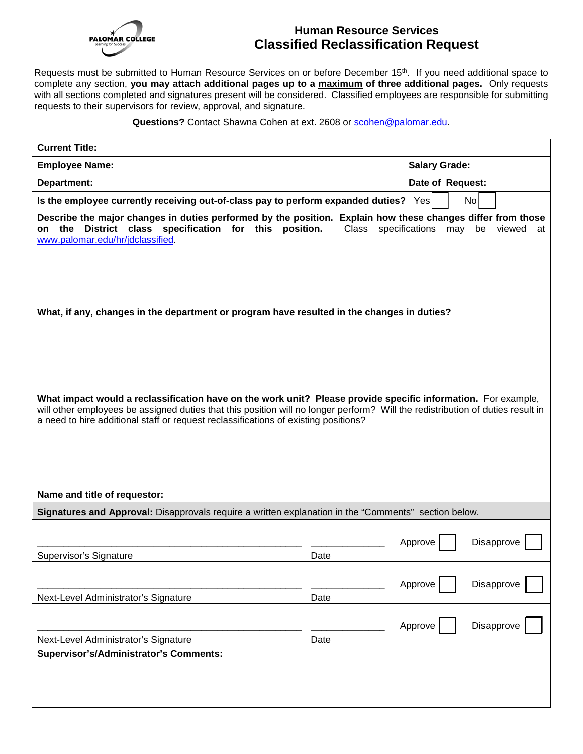PALOMAR COLLEGE
Learning for Success

# Human Resource Services
## Classified Reclassification Request

Requests must be submitted to Human Resource Services on or before December 15th. If you need additional space to complete any section, **you may attach additional pages up to a maximum of three additional pages.** Only requests with all sections completed and signatures present will be considered. Classified employees are responsible for submitting requests to their supervisors for review, approval, and signature.

**Questions?** Contact Shawna Cohen at ext. 2608 or scohen@palomar.edu.

| | |
|---|---|
| **Current Title:** | |
| **Employee Name:** | **Salary Grade:** |
| **Department:** | **Date of Request:** |
| **Is the employee currently receiving out-of-class pay to perform expanded duties?** Yes ☐ No ☐ | |

**Describe the major changes in duties performed by the position. Explain how these changes differ from those on the District class specification for this position.** Class specifications may be viewed at www.palomar.edu/hr/jdclassified.

**What, if any, changes in the department or program have resulted in the changes in duties?**

**What impact would a reclassification have on the work unit? Please provide specific information.** For example, will other employees be assigned duties that this position will no longer perform? Will the redistribution of duties result in a need to hire additional staff or request reclassifications of existing positions?

**Name and title of requestor:**

**Signatures and Approval:** Disapprovals require a written explanation in the "Comments" section below.

| | | |
|---|---|---|
| ______________________________ Supervisor's Signature | __________ Date | Approve ☐ Disapprove ☐ |
| ______________________________ Next-Level Administrator's Signature | __________ Date | Approve ☐ Disapprove ☐ |
| ______________________________ Next-Level Administrator's Signature | __________ Date | Approve ☐ Disapprove ☐ |

**Supervisor's/Administrator's Comments:**